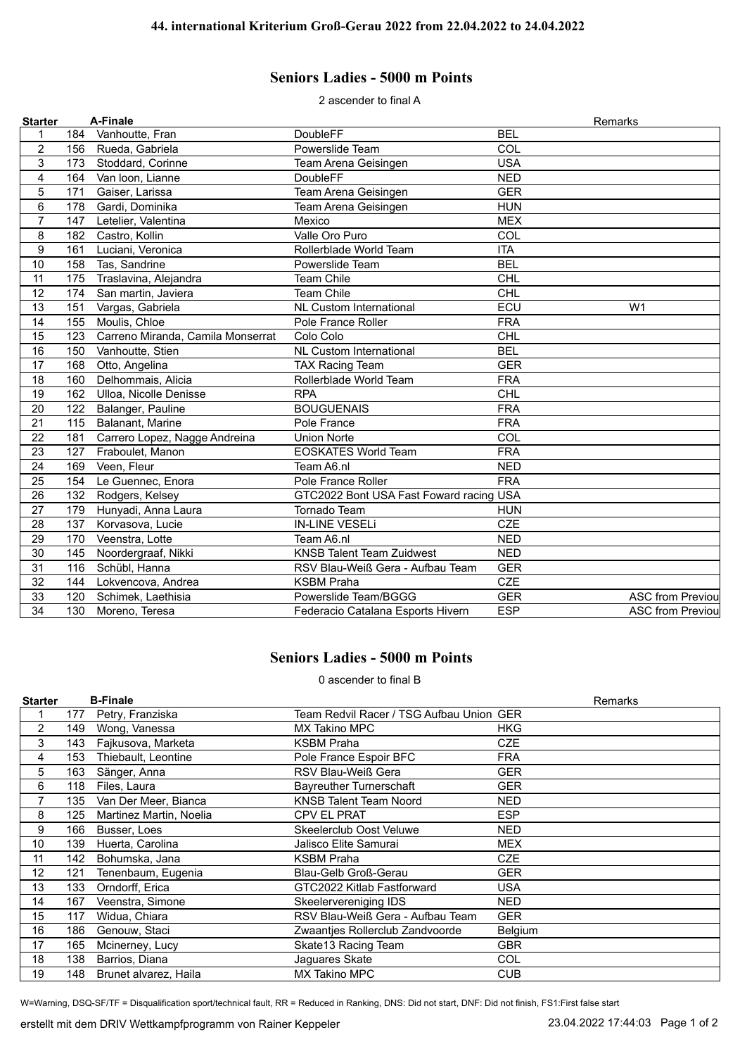# 44. international Kriterium Groß-Gerau 2022 from 22.04.2022 to 24.04.2022

## Seniors Ladies - 5000 m Points

2 ascender to final A

| Starter | | A-Finale | | | Remarks |
|---|---|---|---|---|---|
| 1 | 184 | Vanhoutte, Fran | DoubleFF | BEL | |
| 2 | 156 | Rueda, Gabriela | Powerslide Team | COL | |
| 3 | 173 | Stoddard, Corinne | Team Arena Geisingen | USA | |
| 4 | 164 | Van loon, Lianne | DoubleFF | NED | |
| 5 | 171 | Gaiser, Larissa | Team Arena Geisingen | GER | |
| 6 | 178 | Gardi, Dominika | Team Arena Geisingen | HUN | |
| 7 | 147 | Letelier, Valentina | Mexico | MEX | |
| 8 | 182 | Castro, Kollin | Valle Oro Puro | COL | |
| 9 | 161 | Luciani, Veronica | Rollerblade World Team | ITA | |
| 10 | 158 | Tas, Sandrine | Powerslide Team | BEL | |
| 11 | 175 | Traslavina, Alejandra | Team Chile | CHL | |
| 12 | 174 | San martin, Javiera | Team Chile | CHL | |
| 13 | 151 | Vargas, Gabriela | NL Custom International | ECU | W1 |
| 14 | 155 | Moulis, Chloe | Pole France Roller | FRA | |
| 15 | 123 | Carreno Miranda, Camila Monserrat | Colo Colo | CHL | |
| 16 | 150 | Vanhoutte, Stien | NL Custom International | BEL | |
| 17 | 168 | Otto, Angelina | TAX Racing Team | GER | |
| 18 | 160 | Delhommais, Alicia | Rollerblade World Team | FRA | |
| 19 | 162 | Ulloa, Nicolle Denisse | RPA | CHL | |
| 20 | 122 | Balanger, Pauline | BOUGUENAIS | FRA | |
| 21 | 115 | Balanant, Marine | Pole France | FRA | |
| 22 | 181 | Carrero Lopez, Nagge Andreina | Union Norte | COL | |
| 23 | 127 | Fraboulet, Manon | EOSKATES World Team | FRA | |
| 24 | 169 | Veen, Fleur | Team A6.nl | NED | |
| 25 | 154 | Le Guennec, Enora | Pole France Roller | FRA | |
| 26 | 132 | Rodgers, Kelsey | GTC2022 Bont USA Fast Foward racing | USA | |
| 27 | 179 | Hunyadi, Anna Laura | Tornado Team | HUN | |
| 28 | 137 | Korvasova, Lucie | IN-LINE VESELi | CZE | |
| 29 | 170 | Veenstra, Lotte | Team A6.nl | NED | |
| 30 | 145 | Noordergraaf, Nikki | KNSB Talent Team Zuidwest | NED | |
| 31 | 116 | Schübl, Hanna | RSV Blau-Weiß Gera - Aufbau Team | GER | |
| 32 | 144 | Lokvencova, Andrea | KSBM Praha | CZE | |
| 33 | 120 | Schimek, Laethisia | Powerslide Team/BGGG | GER | ASC from Previou |
| 34 | 130 | Moreno, Teresa | Federacio Catalana Esports Hivern | ESP | ASC from Previou |

## Seniors Ladies - 5000 m Points

0 ascender to final B

| Starter | | B-Finale | | | Remarks |
|---|---|---|---|---|---|
| 1 | 177 | Petry, Franziska | Team Redvil Racer / TSG Aufbau Union | GER | |
| 2 | 149 | Wong, Vanessa | MX Takino MPC | HKG | |
| 3 | 143 | Fajkusova, Marketa | KSBM Praha | CZE | |
| 4 | 153 | Thiebault, Leontine | Pole France Espoir BFC | FRA | |
| 5 | 163 | Sänger, Anna | RSV Blau-Weiß Gera | GER | |
| 6 | 118 | Files, Laura | Bayreuther Turnerschaft | GER | |
| 7 | 135 | Van Der Meer, Bianca | KNSB Talent Team Noord | NED | |
| 8 | 125 | Martinez Martin, Noelia | CPV EL PRAT | ESP | |
| 9 | 166 | Busser, Loes | Skeelerclub Oost Veluwe | NED | |
| 10 | 139 | Huerta, Carolina | Jalisco Elite Samurai | MEX | |
| 11 | 142 | Bohumska, Jana | KSBM Praha | CZE | |
| 12 | 121 | Tenenbaum, Eugenia | Blau-Gelb Groß-Gerau | GER | |
| 13 | 133 | Orndorff, Erica | GTC2022 Kitlab Fastforward | USA | |
| 14 | 167 | Veenstra, Simone | Skeelervereniging IDS | NED | |
| 15 | 117 | Widua, Chiara | RSV Blau-Weiß Gera - Aufbau Team | GER | |
| 16 | 186 | Genouw, Staci | Zwaantjes Rollerclub Zandvoorde | Belgium | |
| 17 | 165 | Mcinerney, Lucy | Skate13 Racing Team | GBR | |
| 18 | 138 | Barrios, Diana | Jaguares Skate | COL | |
| 19 | 148 | Brunet alvarez, Haila | MX Takino MPC | CUB | |

W=Warning, DSQ-SF/TF = Disqualification sport/technical fault, RR = Reduced in Ranking, DNS: Did not start, DNF: Did not finish, FS1:First false start

erstellt mit dem DRIV Wettkampfprogramm von Rainer Keppeler 23.04.2022 17:44:03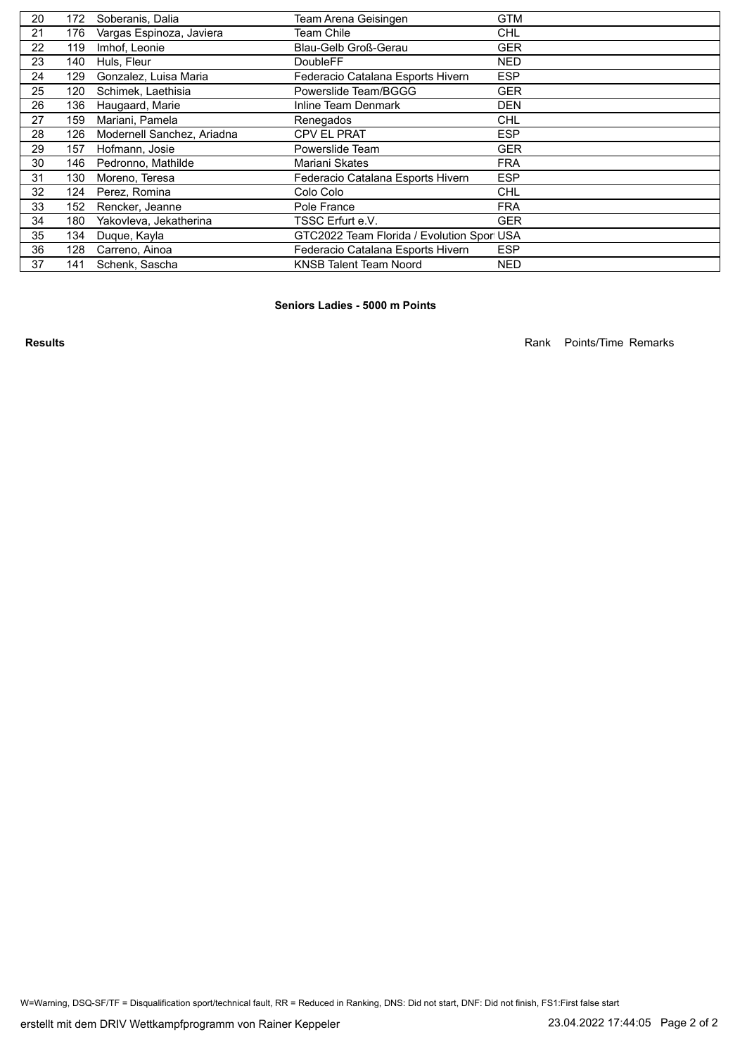| | | | | |
|---|---|---|---|---|
| 20 | 172 | Soberanis, Dalia | Team Arena Geisingen | GTM |
| 21 | 176 | Vargas Espinoza, Javiera | Team Chile | CHL |
| 22 | 119 | Imhof, Leonie | Blau-Gelb Groß-Gerau | GER |
| 23 | 140 | Huls, Fleur | DoubleFF | NED |
| 24 | 129 | Gonzalez, Luisa Maria | Federacio Catalana Esports Hivern | ESP |
| 25 | 120 | Schimek, Laethisia | Powerslide Team/BGGG | GER |
| 26 | 136 | Haugaard, Marie | Inline Team Denmark | DEN |
| 27 | 159 | Mariani, Pamela | Renegados | CHL |
| 28 | 126 | Modernell Sanchez, Ariadna | CPV EL PRAT | ESP |
| 29 | 157 | Hofmann, Josie | Powerslide Team | GER |
| 30 | 146 | Pedronno, Mathilde | Mariani Skates | FRA |
| 31 | 130 | Moreno, Teresa | Federacio Catalana Esports Hivern | ESP |
| 32 | 124 | Perez, Romina | Colo Colo | CHL |
| 33 | 152 | Rencker, Jeanne | Pole France | FRA |
| 34 | 180 | Yakovleva, Jekatherina | TSSC Erfurt e.V. | GER |
| 35 | 134 | Duque, Kayla | GTC2022 Team Florida / Evolution Spor | USA |
| 36 | 128 | Carreno, Ainoa | Federacio Catalana Esports Hivern | ESP |
| 37 | 141 | Schenk, Sascha | KNSB Talent Team Noord | NED |

**Seniors Ladies - 5000 m Points**

**Results** Rank Points/Time Remarks

W=Warning, DSQ-SF/TF = Disqualification sport/technical fault, RR = Reduced in Ranking, DNS: Did not start, DNF: Did not finish, FS1:First false start

erstellt mit dem DRIV Wettkampfprogramm von Rainer Keppeler 23.04.2022 17:44:05